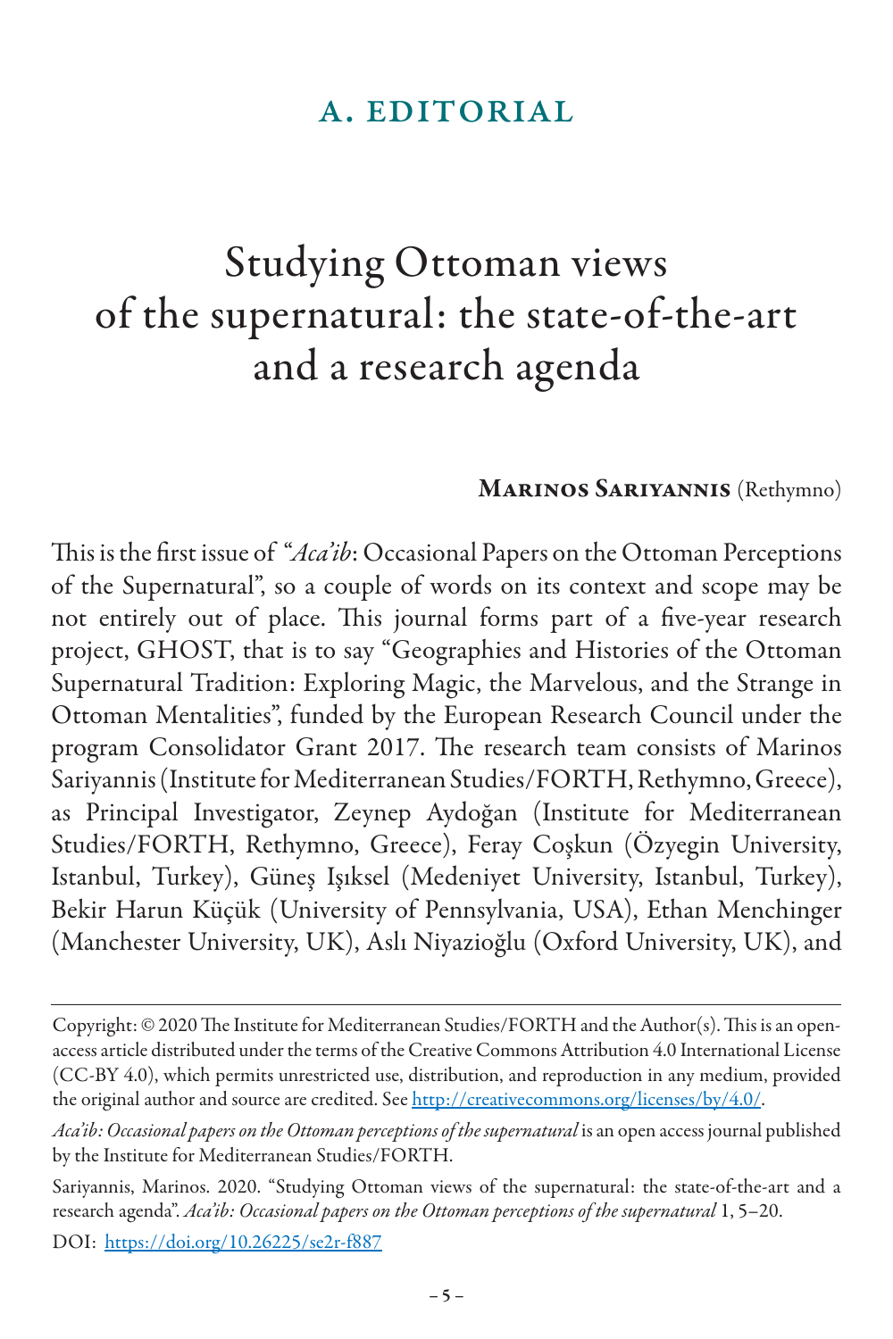## A. EDITORIAL

# Studying Ottoman views of the supernatural: the state-of-the-art and a research agenda

**Marinos Sariyannis** (Rethymno)

This is the first issue of "*Aca'ib*: Occasional Papers on the Ottoman Perceptions of the Supernatural", so a couple of words on its context and scope may be not entirely out of place. This journal forms part of a five-year research project, GHOST, that is to say "Geographies and Histories of the Ottoman Supernatural Tradition: Exploring Magic, the Marvelous, and the Strange in Ottoman Mentalities", funded by the European Research Council under the program Consolidator Grant 2017. The research team consists of Marinos Sariyannis (Institute for Mediterranean Studies/FORTH, Rethymno, Greece), as Principal Investigator, Zeynep Aydoğan (Institute for Mediterranean Studies/FORTH, Rethymno, Greece), Feray Coşkun (Özyegin University, Istanbul, Turkey), Güneş Işıksel (Medeniyet University, Istanbul, Turkey), Bekir Harun Küçük (University of Pennsylvania, USA), Ethan Menchinger (Manchester University, UK), Aslı Niyazioğlu (Oxford University, UK), and

---

Copyright: © 2020 The Institute for Mediterranean Studies/FORTH and the Author(s). This is an open-access article distributed under the terms of the Creative Commons Attribution 4.0 International License (CC-BY 4.0), which permits unrestricted use, distribution, and reproduction in any medium, provided the original author and source are credited. See http://creativecommons.org/licenses/by/4.0/.

*Aca'ib: Occasional papers on the Ottoman perceptions of the supernatural* is an open access journal published by the Institute for Mediterranean Studies/FORTH.

Sariyannis, Marinos. 2020. "Studying Ottoman views of the supernatural: the state-of-the-art and a research agenda". *Aca'ib: Occasional papers on the Ottoman perceptions of the supernatural* 1, 5–20.

DOI: https://doi.org/10.26225/se2r-f887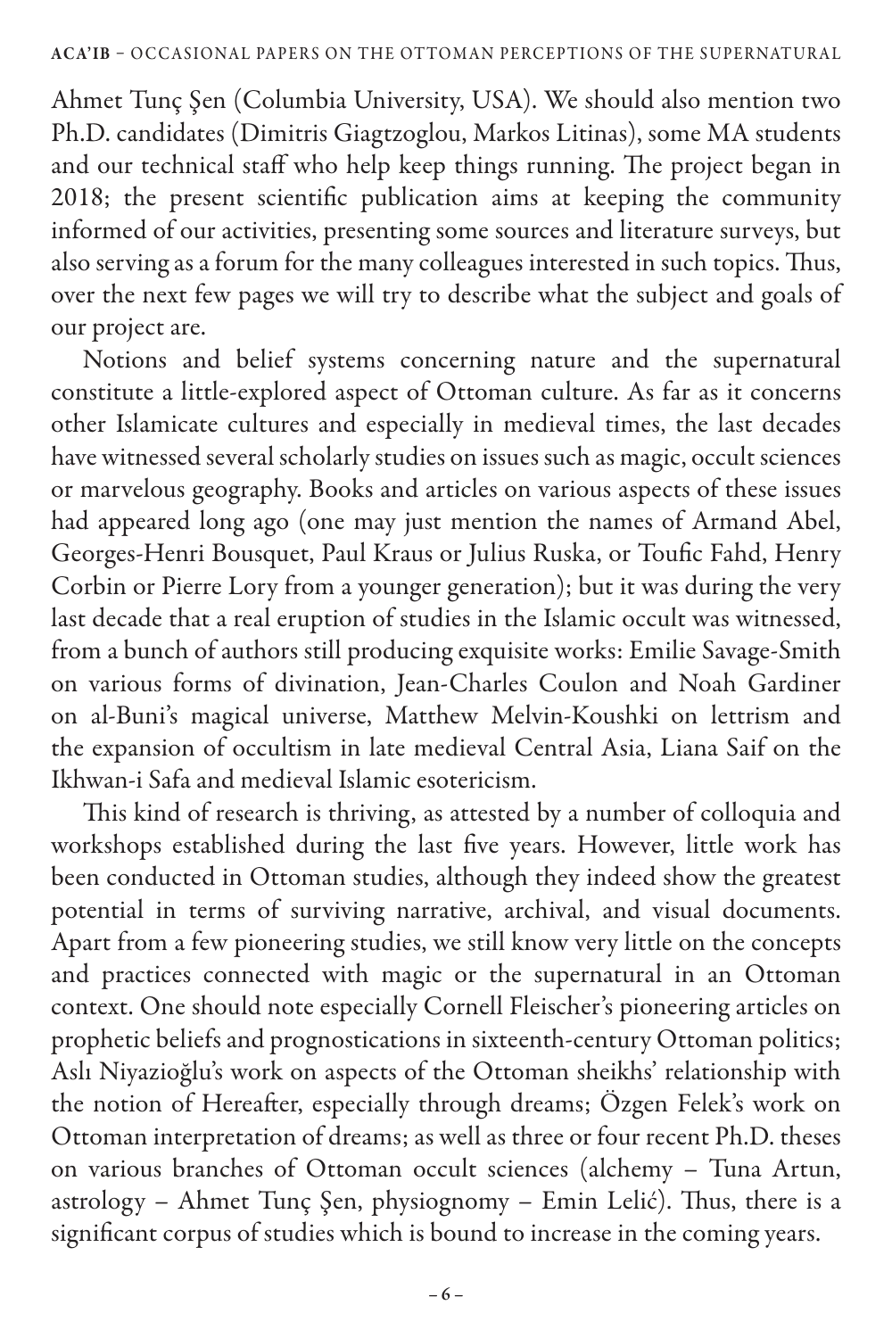Ahmet Tunç Şen (Columbia University, USA). We should also mention two Ph.D. candidates (Dimitris Giagtzoglou, Markos Litinas), some MA students and our technical staff who help keep things running. The project began in 2018; the present scientific publication aims at keeping the community informed of our activities, presenting some sources and literature surveys, but also serving as a forum for the many colleagues interested in such topics. Thus, over the next few pages we will try to describe what the subject and goals of our project are.

Notions and belief systems concerning nature and the supernatural constitute a little-explored aspect of Ottoman culture. As far as it concerns other Islamicate cultures and especially in medieval times, the last decades have witnessed several scholarly studies on issues such as magic, occult sciences or marvelous geography. Books and articles on various aspects of these issues had appeared long ago (one may just mention the names of Armand Abel, Georges-Henri Bousquet, Paul Kraus or Julius Ruska, or Toufic Fahd, Henry Corbin or Pierre Lory from a younger generation); but it was during the very last decade that a real eruption of studies in the Islamic occult was witnessed, from a bunch of authors still producing exquisite works: Emilie Savage-Smith on various forms of divination, Jean-Charles Coulon and Noah Gardiner on al-Buni's magical universe, Matthew Melvin-Koushki on lettrism and the expansion of occultism in late medieval Central Asia, Liana Saif on the Ikhwan-i Safa and medieval Islamic esotericism.

This kind of research is thriving, as attested by a number of colloquia and workshops established during the last five years. However, little work has been conducted in Ottoman studies, although they indeed show the greatest potential in terms of surviving narrative, archival, and visual documents. Apart from a few pioneering studies, we still know very little on the concepts and practices connected with magic or the supernatural in an Ottoman context. One should note especially Cornell Fleischer's pioneering articles on prophetic beliefs and prognostications in sixteenth-century Ottoman politics; Aslı Niyazioğlu's work on aspects of the Ottoman sheikhs' relationship with the notion of Hereafter, especially through dreams; Özgen Felek's work on Ottoman interpretation of dreams; as well as three or four recent Ph.D. theses on various branches of Ottoman occult sciences (alchemy – Tuna Artun, astrology – Ahmet Tunç Şen, physiognomy – Emin Lelić). Thus, there is a significant corpus of studies which is bound to increase in the coming years.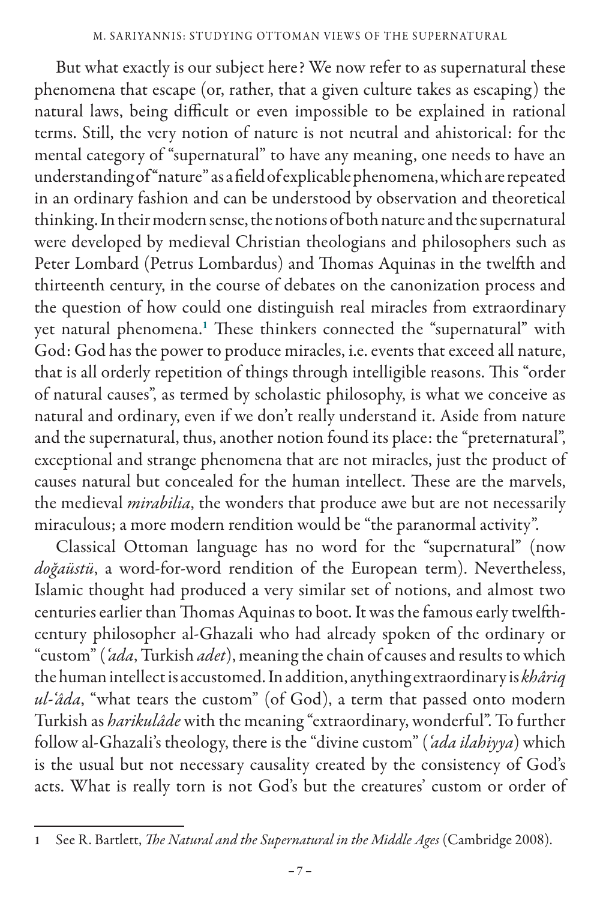But what exactly is our subject here? We now refer to as supernatural these phenomena that escape (or, rather, that a given culture takes as escaping) the natural laws, being difficult or even impossible to be explained in rational terms. Still, the very notion of nature is not neutral and ahistorical: for the mental category of "supernatural" to have any meaning, one needs to have an understanding of "nature" as a field of explicable phenomena, which are repeated in an ordinary fashion and can be understood by observation and theoretical thinking. In their modern sense, the notions of both nature and the supernatural were developed by medieval Christian theologians and philosophers such as Peter Lombard (Petrus Lombardus) and Thomas Aquinas in the twelfth and thirteenth century, in the course of debates on the canonization process and the question of how could one distinguish real miracles from extraordinary yet natural phenomena.[1] These thinkers connected the "supernatural" with God: God has the power to produce miracles, i.e. events that exceed all nature, that is all orderly repetition of things through intelligible reasons. This "order of natural causes", as termed by scholastic philosophy, is what we conceive as natural and ordinary, even if we don't really understand it. Aside from nature and the supernatural, thus, another notion found its place: the "preternatural", exceptional and strange phenomena that are not miracles, just the product of causes natural but concealed for the human intellect. These are the marvels, the medieval *mirabilia*, the wonders that produce awe but are not necessarily miraculous; a more modern rendition would be "the paranormal activity".

Classical Ottoman language has no word for the "supernatural" (now *doğaüstü*, a word-for-word rendition of the European term). Nevertheless, Islamic thought had produced a very similar set of notions, and almost two centuries earlier than Thomas Aquinas to boot. It was the famous early twelfth-century philosopher al-Ghazali who had already spoken of the ordinary or "custom" (*ʿada*, Turkish *adet*), meaning the chain of causes and results to which the human intellect is accustomed. In addition, anything extraordinary is *khâriq ul-ʿâda*, "what tears the custom" (of God), a term that passed onto modern Turkish as *harikulâde* with the meaning "extraordinary, wonderful". To further follow al-Ghazali's theology, there is the "divine custom" (*ʿada ilahiyya*) which is the usual but not necessary causality created by the consistency of God's acts. What is really torn is not God's but the creatures' custom or order of

---

1 See R. Bartlett, *The Natural and the Supernatural in the Middle Ages* (Cambridge 2008).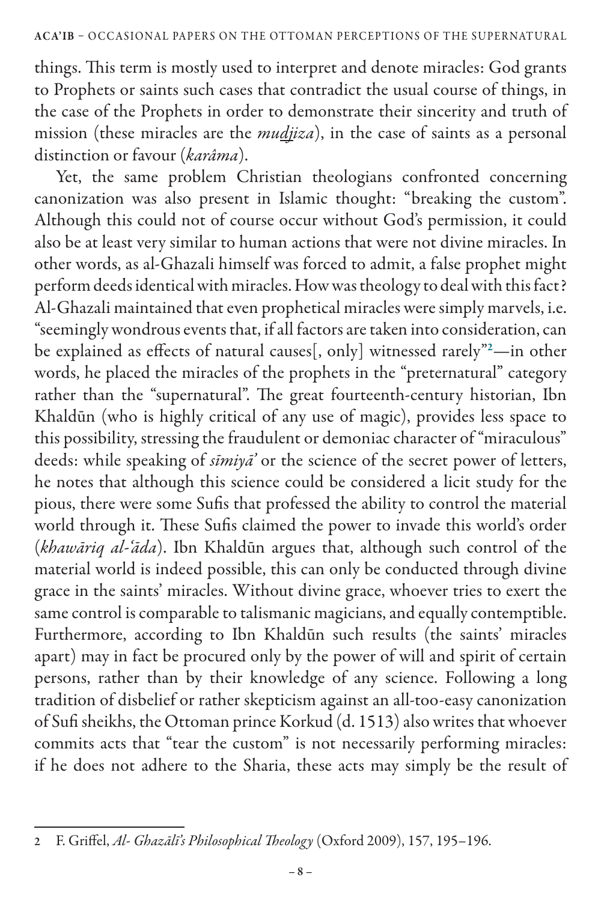things. This term is mostly used to interpret and denote miracles: God grants to Prophets or saints such cases that contradict the usual course of things, in the case of the Prophets in order to demonstrate their sincerity and truth of mission (these miracles are the *mu<u>dj</u>iza*), in the case of saints as a personal distinction or favour (*karâma*).

Yet, the same problem Christian theologians confronted concerning canonization was also present in Islamic thought: "breaking the custom". Although this could not of course occur without God's permission, it could also be at least very similar to human actions that were not divine miracles. In other words, as al-Ghazali himself was forced to admit, a false prophet might perform deeds identical with miracles. How was theology to deal with this fact? Al-Ghazali maintained that even prophetical miracles were simply marvels, i.e. "seemingly wondrous events that, if all factors are taken into consideration, can be explained as effects of natural causes[, only] witnessed rarely"[2]—in other words, he placed the miracles of the prophets in the "preternatural" category rather than the "supernatural". The great fourteenth-century historian, Ibn Khaldūn (who is highly critical of any use of magic), provides less space to this possibility, stressing the fraudulent or demoniac character of "miraculous" deeds: while speaking of *sīmiyā'* or the science of the secret power of letters, he notes that although this science could be considered a licit study for the pious, there were some Sufis that professed the ability to control the material world through it. These Sufis claimed the power to invade this world's order (*khawāriq al-ʿāda*). Ibn Khaldūn argues that, although such control of the material world is indeed possible, this can only be conducted through divine grace in the saints' miracles. Without divine grace, whoever tries to exert the same control is comparable to talismanic magicians, and equally contemptible. Furthermore, according to Ibn Khaldūn such results (the saints' miracles apart) may in fact be procured only by the power of will and spirit of certain persons, rather than by their knowledge of any science. Following a long tradition of disbelief or rather skepticism against an all-too-easy canonization of Sufi sheikhs, the Ottoman prince Korkud (d. 1513) also writes that whoever commits acts that "tear the custom" is not necessarily performing miracles: if he does not adhere to the Sharia, these acts may simply be the result of

---

2 F. Griffel, *Al- Ghazālī's Philosophical Theology* (Oxford 2009), 157, 195–196.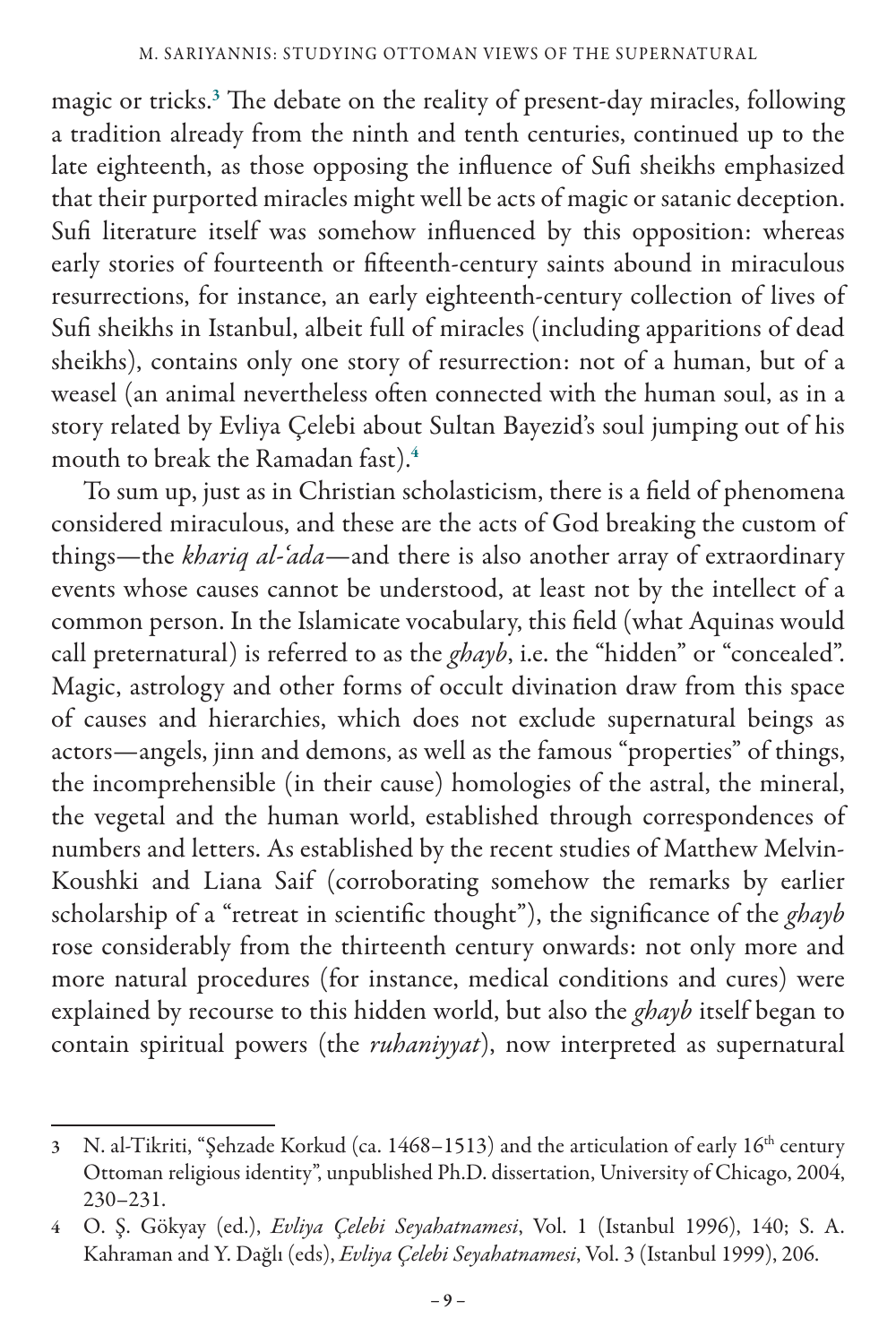magic or tricks.[3] The debate on the reality of present-day miracles, following a tradition already from the ninth and tenth centuries, continued up to the late eighteenth, as those opposing the influence of Sufi sheikhs emphasized that their purported miracles might well be acts of magic or satanic deception. Sufi literature itself was somehow influenced by this opposition: whereas early stories of fourteenth or fifteenth-century saints abound in miraculous resurrections, for instance, an early eighteenth-century collection of lives of Sufi sheikhs in Istanbul, albeit full of miracles (including apparitions of dead sheikhs), contains only one story of resurrection: not of a human, but of a weasel (an animal nevertheless often connected with the human soul, as in a story related by Evliya Çelebi about Sultan Bayezid's soul jumping out of his mouth to break the Ramadan fast).[4]

To sum up, just as in Christian scholasticism, there is a field of phenomena considered miraculous, and these are the acts of God breaking the custom of things—the *khariq al-ʿada*—and there is also another array of extraordinary events whose causes cannot be understood, at least not by the intellect of a common person. In the Islamicate vocabulary, this field (what Aquinas would call preternatural) is referred to as the *ghayb*, i.e. the "hidden" or "concealed". Magic, astrology and other forms of occult divination draw from this space of causes and hierarchies, which does not exclude supernatural beings as actors—angels, jinn and demons, as well as the famous "properties" of things, the incomprehensible (in their cause) homologies of the astral, the mineral, the vegetal and the human world, established through correspondences of numbers and letters. As established by the recent studies of Matthew Melvin-Koushki and Liana Saif (corroborating somehow the remarks by earlier scholarship of a "retreat in scientific thought"), the significance of the *ghayb* rose considerably from the thirteenth century onwards: not only more and more natural procedures (for instance, medical conditions and cures) were explained by recourse to this hidden world, but also the *ghayb* itself began to contain spiritual powers (the *ruhaniyyat*), now interpreted as supernatural

---

3 N. al-Tikriti, "Şehzade Korkud (ca. 1468–1513) and the articulation of early 16th century Ottoman religious identity", unpublished Ph.D. dissertation, University of Chicago, 2004, 230–231.

4 O. Ş. Gökyay (ed.), *Evliya Çelebi Seyahatnamesi*, Vol. 1 (Istanbul 1996), 140; S. A. Kahraman and Y. Dağlı (eds), *Evliya Çelebi Seyahatnamesi*, Vol. 3 (Istanbul 1999), 206.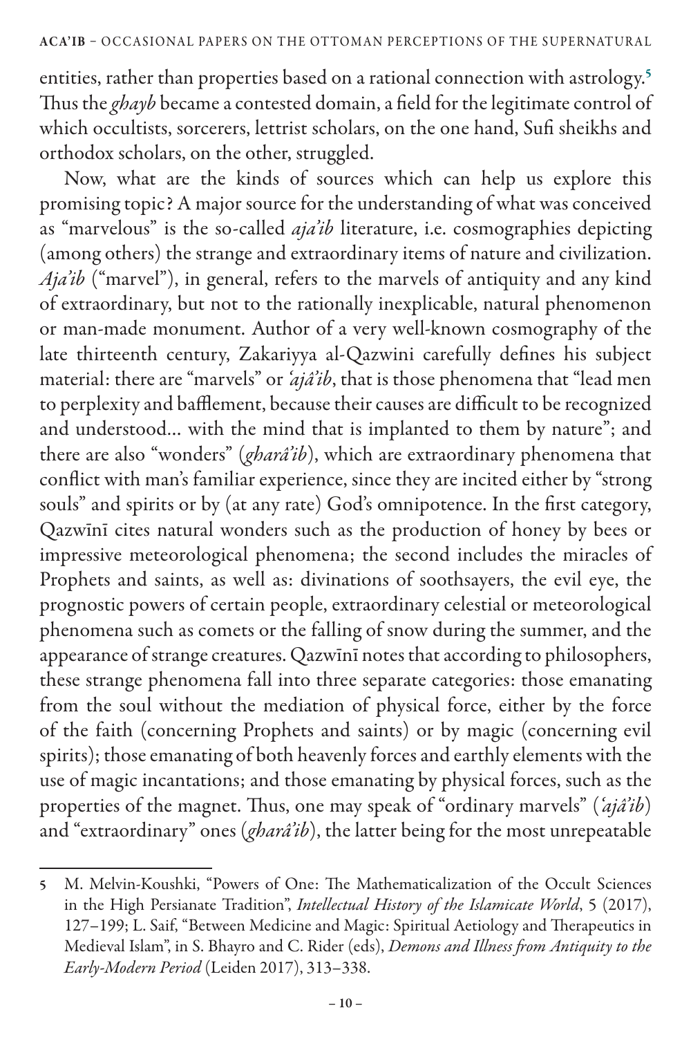entities, rather than properties based on a rational connection with astrology.[5] Thus the *ghayb* became a contested domain, a field for the legitimate control of which occultists, sorcerers, lettrist scholars, on the one hand, Sufi sheikhs and orthodox scholars, on the other, struggled.

Now, what are the kinds of sources which can help us explore this promising topic? A major source for the understanding of what was conceived as "marvelous" is the so-called *aja'ib* literature, i.e. cosmographies depicting (among others) the strange and extraordinary items of nature and civilization. *Aja'ib* ("marvel"), in general, refers to the marvels of antiquity and any kind of extraordinary, but not to the rationally inexplicable, natural phenomenon or man-made monument. Author of a very well-known cosmography of the late thirteenth century, Zakariyya al-Qazwini carefully defines his subject material: there are "marvels" or *'ajâ'ib*, that is those phenomena that "lead men to perplexity and bafflement, because their causes are difficult to be recognized and understood... with the mind that is implanted to them by nature"; and there are also "wonders" (*gharâ'ib*), which are extraordinary phenomena that conflict with man's familiar experience, since they are incited either by "strong souls" and spirits or by (at any rate) God's omnipotence. In the first category, Qazwīnī cites natural wonders such as the production of honey by bees or impressive meteorological phenomena; the second includes the miracles of Prophets and saints, as well as: divinations of soothsayers, the evil eye, the prognostic powers of certain people, extraordinary celestial or meteorological phenomena such as comets or the falling of snow during the summer, and the appearance of strange creatures. Qazwīnī notes that according to philosophers, these strange phenomena fall into three separate categories: those emanating from the soul without the mediation of physical force, either by the force of the faith (concerning Prophets and saints) or by magic (concerning evil spirits); those emanating of both heavenly forces and earthly elements with the use of magic incantations; and those emanating by physical forces, such as the properties of the magnet. Thus, one may speak of "ordinary marvels" (*'ajâ'ib*) and "extraordinary" ones (*gharâ'ib*), the latter being for the most unrepeatable

---

5 M. Melvin-Koushki, "Powers of One: The Mathematicalization of the Occult Sciences in the High Persianate Tradition", *Intellectual History of the Islamicate World*, 5 (2017), 127–199; L. Saif, "Between Medicine and Magic: Spiritual Aetiology and Therapeutics in Medieval Islam", in S. Bhayro and C. Rider (eds), *Demons and Illness from Antiquity to the Early-Modern Period* (Leiden 2017), 313–338.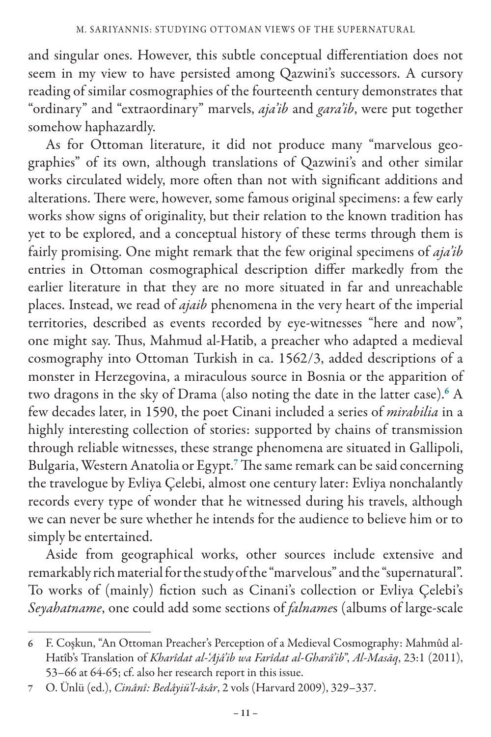and singular ones. However, this subtle conceptual differentiation does not seem in my view to have persisted among Qazwini's successors. A cursory reading of similar cosmographies of the fourteenth century demonstrates that "ordinary" and "extraordinary" marvels, *aja'ib* and *gara'ib*, were put together somehow haphazardly.

As for Ottoman literature, it did not produce many "marvelous geographies" of its own, although translations of Qazwini's and other similar works circulated widely, more often than not with significant additions and alterations. There were, however, some famous original specimens: a few early works show signs of originality, but their relation to the known tradition has yet to be explored, and a conceptual history of these terms through them is fairly promising. One might remark that the few original specimens of *aja'ib* entries in Ottoman cosmographical description differ markedly from the earlier literature in that they are no more situated in far and unreachable places. Instead, we read of *ajaib* phenomena in the very heart of the imperial territories, described as events recorded by eye-witnesses "here and now", one might say. Thus, Mahmud al-Hatib, a preacher who adapted a medieval cosmography into Ottoman Turkish in ca. 1562/3, added descriptions of a monster in Herzegovina, a miraculous source in Bosnia or the apparition of two dragons in the sky of Drama (also noting the date in the latter case).[6] A few decades later, in 1590, the poet Cinani included a series of *mirabilia* in a highly interesting collection of stories: supported by chains of transmission through reliable witnesses, these strange phenomena are situated in Gallipoli, Bulgaria, Western Anatolia or Egypt.[7] The same remark can be said concerning the travelogue by Evliya Çelebi, almost one century later: Evliya nonchalantly records every type of wonder that he witnessed during his travels, although we can never be sure whether he intends for the audience to believe him or to simply be entertained.

Aside from geographical works, other sources include extensive and remarkably rich material for the study of the "marvelous" and the "supernatural". To works of (mainly) fiction such as Cinani's collection or Evliya Çelebi's *Seyahatname*, one could add some sections of *falname*s (albums of large-scale

---

6 F. Coşkun, "An Ottoman Preacher's Perception of a Medieval Cosmography: Mahmûd al-Hatîb's Translation of *Kharîdat al-'Ajâ'ib wa Farîdat al-Gharâ'ib*", *Al-Masāq*, 23:1 (2011), 53–66 at 64-65; cf. also her research report in this issue.

7 O. Ünlü (ed.), *Cinânî: Bedâyiü'l-âsâr*, 2 vols (Harvard 2009), 329–337.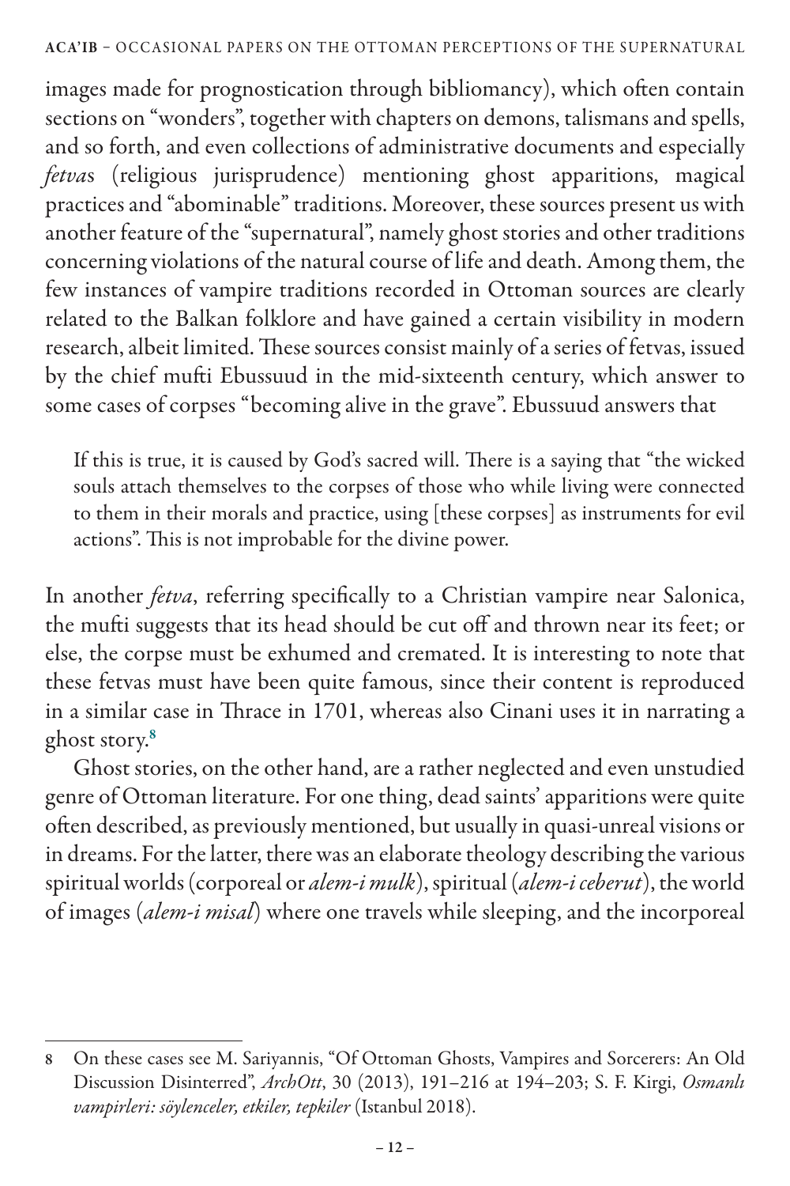images made for prognostication through bibliomancy), which often contain sections on "wonders", together with chapters on demons, talismans and spells, and so forth, and even collections of administrative documents and especially *fetva*s (religious jurisprudence) mentioning ghost apparitions, magical practices and "abominable" traditions. Moreover, these sources present us with another feature of the "supernatural", namely ghost stories and other traditions concerning violations of the natural course of life and death. Among them, the few instances of vampire traditions recorded in Ottoman sources are clearly related to the Balkan folklore and have gained a certain visibility in modern research, albeit limited. These sources consist mainly of a series of fetvas, issued by the chief mufti Ebussuud in the mid-sixteenth century, which answer to some cases of corpses "becoming alive in the grave". Ebussuud answers that

> If this is true, it is caused by God's sacred will. There is a saying that "the wicked souls attach themselves to the corpses of those who while living were connected to them in their morals and practice, using [these corpses] as instruments for evil actions". This is not improbable for the divine power.

In another *fetva*, referring specifically to a Christian vampire near Salonica, the mufti suggests that its head should be cut off and thrown near its feet; or else, the corpse must be exhumed and cremated. It is interesting to note that these fetvas must have been quite famous, since their content is reproduced in a similar case in Thrace in 1701, whereas also Cinani uses it in narrating a ghost story.[8]

Ghost stories, on the other hand, are a rather neglected and even unstudied genre of Ottoman literature. For one thing, dead saints' apparitions were quite often described, as previously mentioned, but usually in quasi-unreal visions or in dreams. For the latter, there was an elaborate theology describing the various spiritual worlds (corporeal or *alem-i mulk*), spiritual (*alem-i ceberut*), the world of images (*alem-i misal*) where one travels while sleeping, and the incorporeal

---

8 On these cases see M. Sariyannis, "Of Ottoman Ghosts, Vampires and Sorcerers: An Old Discussion Disinterred", *ArchOtt*, 30 (2013), 191–216 at 194–203; S. F. Kirgi, *Osmanlı vampirleri: söylenceler, etkiler, tepkiler* (Istanbul 2018).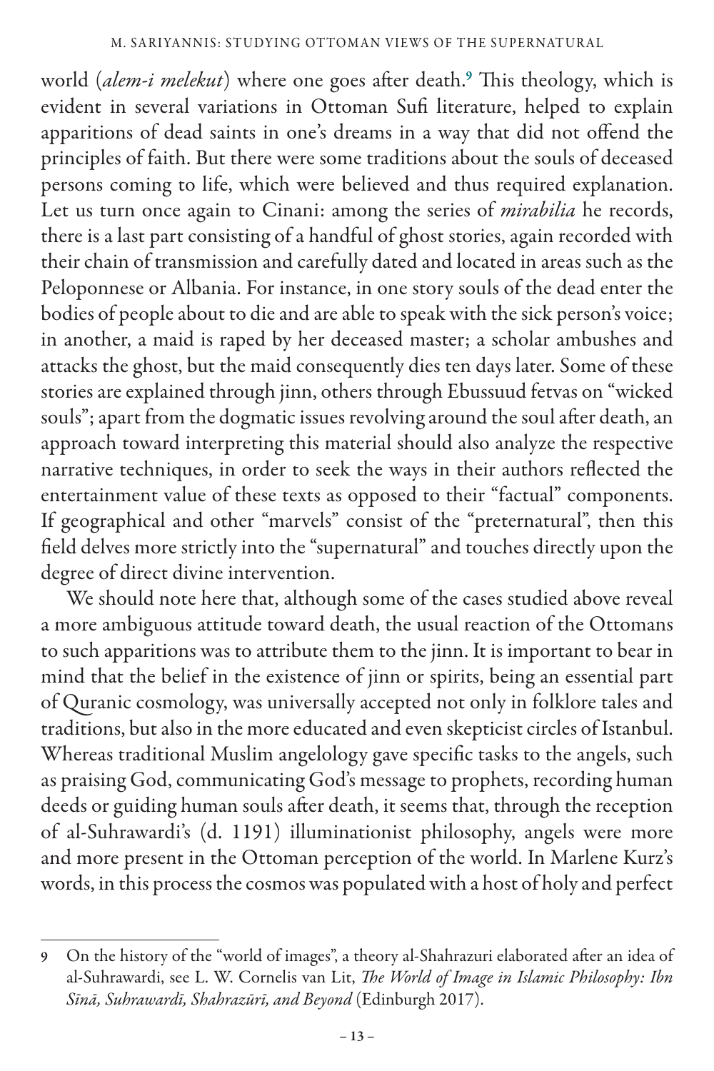world (*alem-i melekut*) where one goes after death.[9] This theology, which is evident in several variations in Ottoman Sufi literature, helped to explain apparitions of dead saints in one's dreams in a way that did not offend the principles of faith. But there were some traditions about the souls of deceased persons coming to life, which were believed and thus required explanation. Let us turn once again to Cinani: among the series of *mirabilia* he records, there is a last part consisting of a handful of ghost stories, again recorded with their chain of transmission and carefully dated and located in areas such as the Peloponnese or Albania. For instance, in one story souls of the dead enter the bodies of people about to die and are able to speak with the sick person's voice; in another, a maid is raped by her deceased master; a scholar ambushes and attacks the ghost, but the maid consequently dies ten days later. Some of these stories are explained through jinn, others through Ebussuud fetvas on "wicked souls"; apart from the dogmatic issues revolving around the soul after death, an approach toward interpreting this material should also analyze the respective narrative techniques, in order to seek the ways in their authors reflected the entertainment value of these texts as opposed to their "factual" components. If geographical and other "marvels" consist of the "preternatural", then this field delves more strictly into the "supernatural" and touches directly upon the degree of direct divine intervention.

We should note here that, although some of the cases studied above reveal a more ambiguous attitude toward death, the usual reaction of the Ottomans to such apparitions was to attribute them to the jinn. It is important to bear in mind that the belief in the existence of jinn or spirits, being an essential part of Quranic cosmology, was universally accepted not only in folklore tales and traditions, but also in the more educated and even skepticist circles of Istanbul. Whereas traditional Muslim angelology gave specific tasks to the angels, such as praising God, communicating God's message to prophets, recording human deeds or guiding human souls after death, it seems that, through the reception of al-Suhrawardi's (d. 1191) illuminationist philosophy, angels were more and more present in the Ottoman perception of the world. In Marlene Kurz's words, in this process the cosmos was populated with a host of holy and perfect

---

9 On the history of the "world of images", a theory al-Shahrazuri elaborated after an idea of al-Suhrawardi, see L. W. Cornelis van Lit, *The World of Image in Islamic Philosophy: Ibn Sīnā, Suhrawardī, Shahrazūrī, and Beyond* (Edinburgh 2017).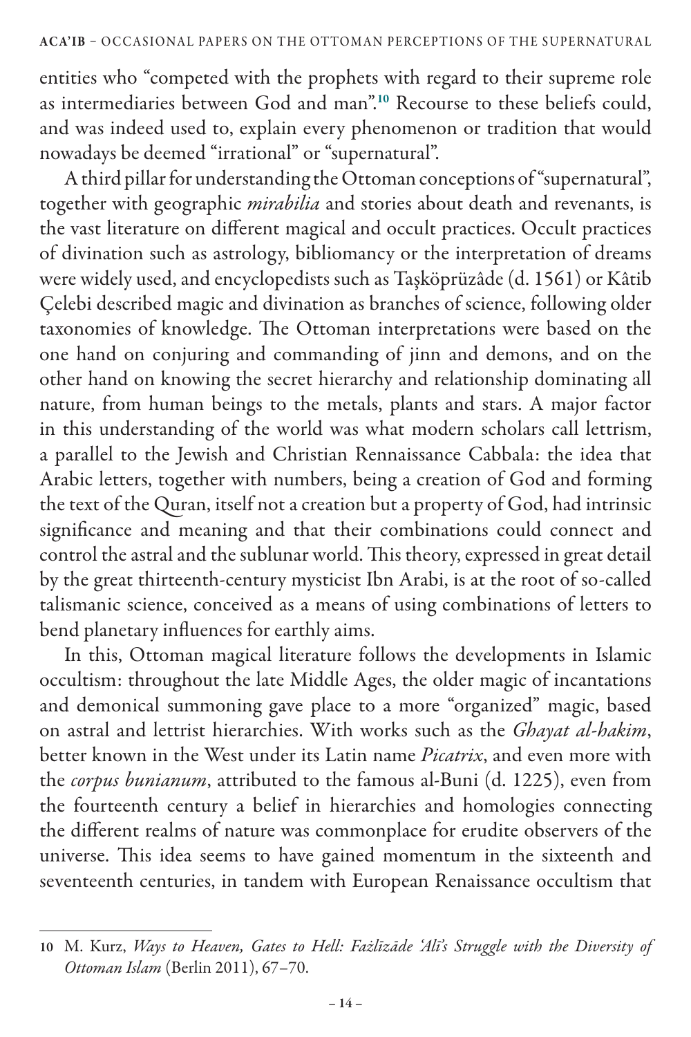entities who "competed with the prophets with regard to their supreme role as intermediaries between God and man".[10] Recourse to these beliefs could, and was indeed used to, explain every phenomenon or tradition that would nowadays be deemed "irrational" or "supernatural".

A third pillar for understanding the Ottoman conceptions of "supernatural", together with geographic *mirabilia* and stories about death and revenants, is the vast literature on different magical and occult practices. Occult practices of divination such as astrology, bibliomancy or the interpretation of dreams were widely used, and encyclopedists such as Taşköprüzâde (d. 1561) or Kâtib Çelebi described magic and divination as branches of science, following older taxonomies of knowledge. The Ottoman interpretations were based on the one hand on conjuring and commanding of jinn and demons, and on the other hand on knowing the secret hierarchy and relationship dominating all nature, from human beings to the metals, plants and stars. A major factor in this understanding of the world was what modern scholars call lettrism, a parallel to the Jewish and Christian Rennaissance Cabbala: the idea that Arabic letters, together with numbers, being a creation of God and forming the text of the Quran, itself not a creation but a property of God, had intrinsic significance and meaning and that their combinations could connect and control the astral and the sublunar world. This theory, expressed in great detail by the great thirteenth-century mysticist Ibn Arabi, is at the root of so-called talismanic science, conceived as a means of using combinations of letters to bend planetary influences for earthly aims.

In this, Ottoman magical literature follows the developments in Islamic occultism: throughout the late Middle Ages, the older magic of incantations and demonical summoning gave place to a more "organized" magic, based on astral and lettrist hierarchies. With works such as the *Ghayat al-hakim*, better known in the West under its Latin name *Picatrix*, and even more with the *corpus bunianum*, attributed to the famous al-Buni (d. 1225), even from the fourteenth century a belief in hierarchies and homologies connecting the different realms of nature was commonplace for erudite observers of the universe. This idea seems to have gained momentum in the sixteenth and seventeenth centuries, in tandem with European Renaissance occultism that

---

10 M. Kurz, *Ways to Heaven, Gates to Hell: Fażlīzāde ʿAlī's Struggle with the Diversity of Ottoman Islam* (Berlin 2011), 67–70.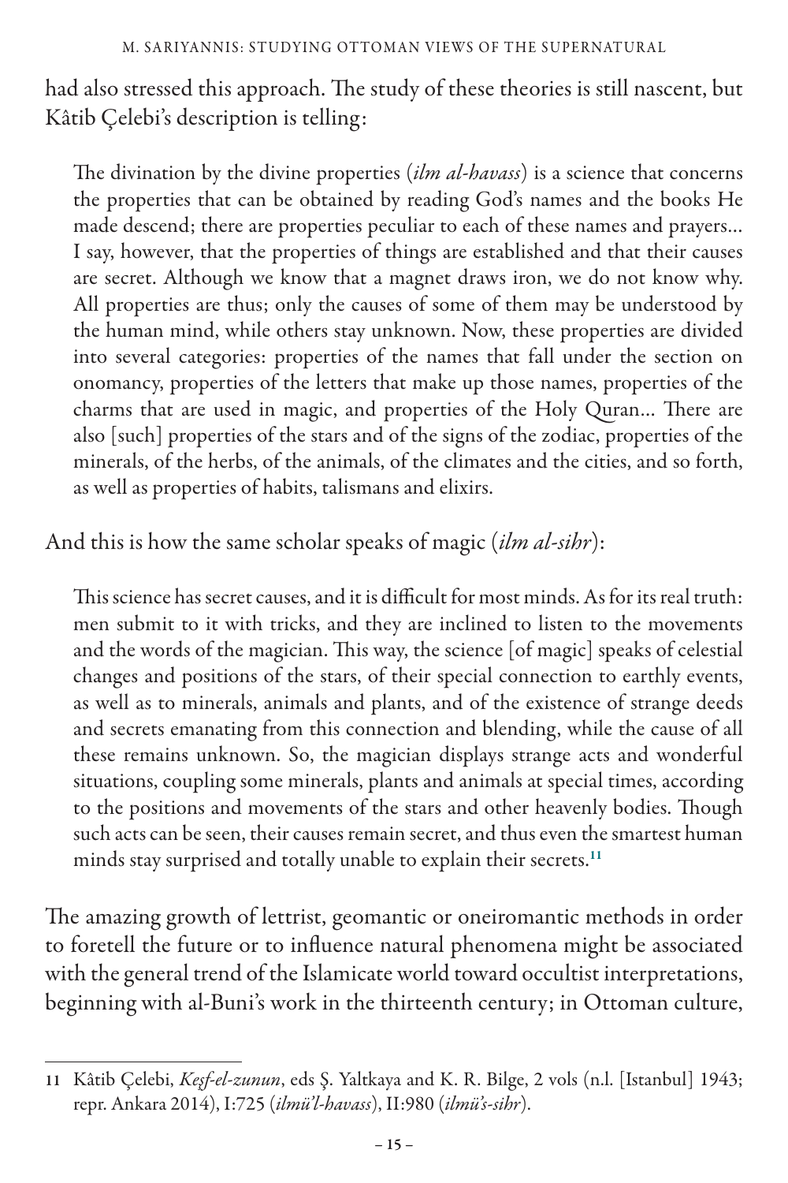had also stressed this approach. The study of these theories is still nascent, but Kâtib Çelebi's description is telling:

> The divination by the divine properties (*ilm al-havass*) is a science that concerns the properties that can be obtained by reading God's names and the books He made descend; there are properties peculiar to each of these names and prayers... I say, however, that the properties of things are established and that their causes are secret. Although we know that a magnet draws iron, we do not know why. All properties are thus; only the causes of some of them may be understood by the human mind, while others stay unknown. Now, these properties are divided into several categories: properties of the names that fall under the section on onomancy, properties of the letters that make up those names, properties of the charms that are used in magic, and properties of the Holy Quran... There are also [such] properties of the stars and of the signs of the zodiac, properties of the minerals, of the herbs, of the animals, of the climates and the cities, and so forth, as well as properties of habits, talismans and elixirs.

And this is how the same scholar speaks of magic (*ilm al-sihr*):

> This science has secret causes, and it is difficult for most minds. As for its real truth: men submit to it with tricks, and they are inclined to listen to the movements and the words of the magician. This way, the science [of magic] speaks of celestial changes and positions of the stars, of their special connection to earthly events, as well as to minerals, animals and plants, and of the existence of strange deeds and secrets emanating from this connection and blending, while the cause of all these remains unknown. So, the magician displays strange acts and wonderful situations, coupling some minerals, plants and animals at special times, according to the positions and movements of the stars and other heavenly bodies. Though such acts can be seen, their causes remain secret, and thus even the smartest human minds stay surprised and totally unable to explain their secrets.[11]

The amazing growth of lettrist, geomantic or oneiromantic methods in order to foretell the future or to influence natural phenomena might be associated with the general trend of the Islamicate world toward occultist interpretations, beginning with al-Buni's work in the thirteenth century; in Ottoman culture,

---

11 Kâtib Çelebi, *Keşf-el-zunun*, eds Ş. Yaltkaya and K. R. Bilge, 2 vols (n.l. [Istanbul] 1943; repr. Ankara 2014), I:725 (*ilmü'l-havass*), II:980 (*ilmü's-sihr*).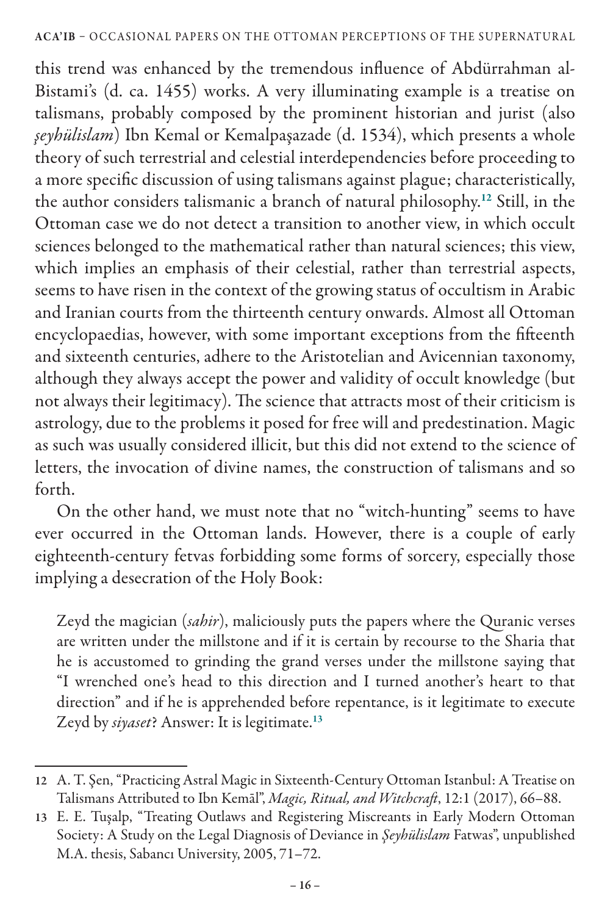this trend was enhanced by the tremendous influence of Abdürrahman al-Bistami's (d. ca. 1455) works. A very illuminating example is a treatise on talismans, probably composed by the prominent historian and jurist (also *şeyhülislam*) Ibn Kemal or Kemalpaşazade (d. 1534), which presents a whole theory of such terrestrial and celestial interdependencies before proceeding to a more specific discussion of using talismans against plague; characteristically, the author considers talismanic a branch of natural philosophy.[12] Still, in the Ottoman case we do not detect a transition to another view, in which occult sciences belonged to the mathematical rather than natural sciences; this view, which implies an emphasis of their celestial, rather than terrestrial aspects, seems to have risen in the context of the growing status of occultism in Arabic and Iranian courts from the thirteenth century onwards. Almost all Ottoman encyclopaedias, however, with some important exceptions from the fifteenth and sixteenth centuries, adhere to the Aristotelian and Avicennian taxonomy, although they always accept the power and validity of occult knowledge (but not always their legitimacy). The science that attracts most of their criticism is astrology, due to the problems it posed for free will and predestination. Magic as such was usually considered illicit, but this did not extend to the science of letters, the invocation of divine names, the construction of talismans and so forth.

On the other hand, we must note that no "witch-hunting" seems to have ever occurred in the Ottoman lands. However, there is a couple of early eighteenth-century fetvas forbidding some forms of sorcery, especially those implying a desecration of the Holy Book:

> Zeyd the magician (*sahir*), maliciously puts the papers where the Quranic verses are written under the millstone and if it is certain by recourse to the Sharia that he is accustomed to grinding the grand verses under the millstone saying that "I wrenched one's head to this direction and I turned another's heart to that direction" and if he is apprehended before repentance, is it legitimate to execute Zeyd by *siyaset*? Answer: It is legitimate.[13]

---

12 A. T. Şen, "Practicing Astral Magic in Sixteenth-Century Ottoman Istanbul: A Treatise on Talismans Attributed to Ibn Kemāl", *Magic, Ritual, and Witchcraft*, 12:1 (2017), 66–88.

13 E. E. Tuşalp, "Treating Outlaws and Registering Miscreants in Early Modern Ottoman Society: A Study on the Legal Diagnosis of Deviance in *Şeyhülislam* Fatwas", unpublished M.A. thesis, Sabancı University, 2005, 71–72.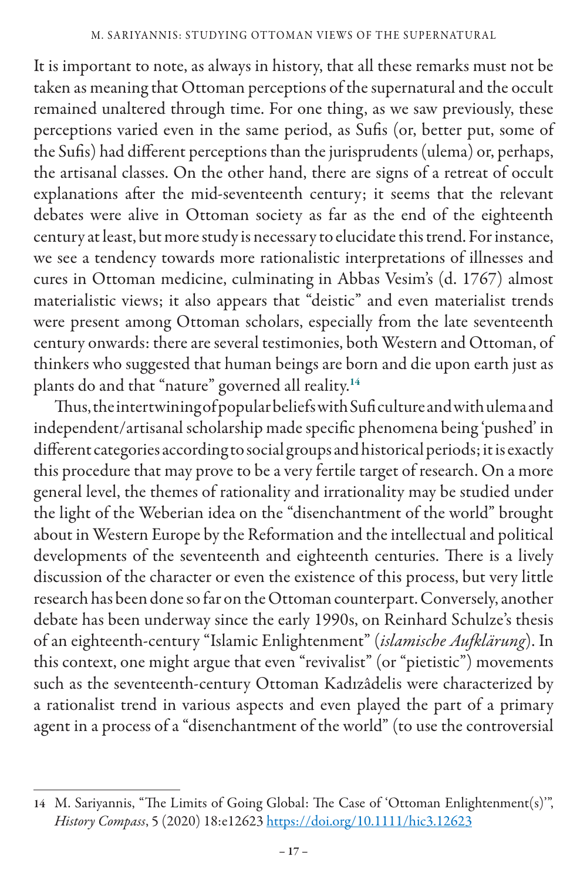It is important to note, as always in history, that all these remarks must not be taken as meaning that Ottoman perceptions of the supernatural and the occult remained unaltered through time. For one thing, as we saw previously, these perceptions varied even in the same period, as Sufis (or, better put, some of the Sufis) had different perceptions than the jurisprudents (ulema) or, perhaps, the artisanal classes. On the other hand, there are signs of a retreat of occult explanations after the mid-seventeenth century; it seems that the relevant debates were alive in Ottoman society as far as the end of the eighteenth century at least, but more study is necessary to elucidate this trend. For instance, we see a tendency towards more rationalistic interpretations of illnesses and cures in Ottoman medicine, culminating in Abbas Vesim's (d. 1767) almost materialistic views; it also appears that "deistic" and even materialist trends were present among Ottoman scholars, especially from the late seventeenth century onwards: there are several testimonies, both Western and Ottoman, of thinkers who suggested that human beings are born and die upon earth just as plants do and that "nature" governed all reality.[14]

Thus, the intertwining of popular beliefs with Sufi culture and with ulema and independent/artisanal scholarship made specific phenomena being 'pushed' in different categories according to social groups and historical periods; it is exactly this procedure that may prove to be a very fertile target of research. On a more general level, the themes of rationality and irrationality may be studied under the light of the Weberian idea on the "disenchantment of the world" brought about in Western Europe by the Reformation and the intellectual and political developments of the seventeenth and eighteenth centuries. There is a lively discussion of the character or even the existence of this process, but very little research has been done so far on the Ottoman counterpart. Conversely, another debate has been underway since the early 1990s, on Reinhard Schulze's thesis of an eighteenth-century "Islamic Enlightenment" (*islamische Aufklärung*). In this context, one might argue that even "revivalist" (or "pietistic") movements such as the seventeenth-century Ottoman Kadızâdelis were characterized by a rationalist trend in various aspects and even played the part of a primary agent in a process of a "disenchantment of the world" (to use the controversial

---

14 M. Sariyannis, "The Limits of Going Global: The Case of 'Ottoman Enlightenment(s)'", *History Compass*, 5 (2020) 18:e12623 https://doi.org/10.1111/hic3.12623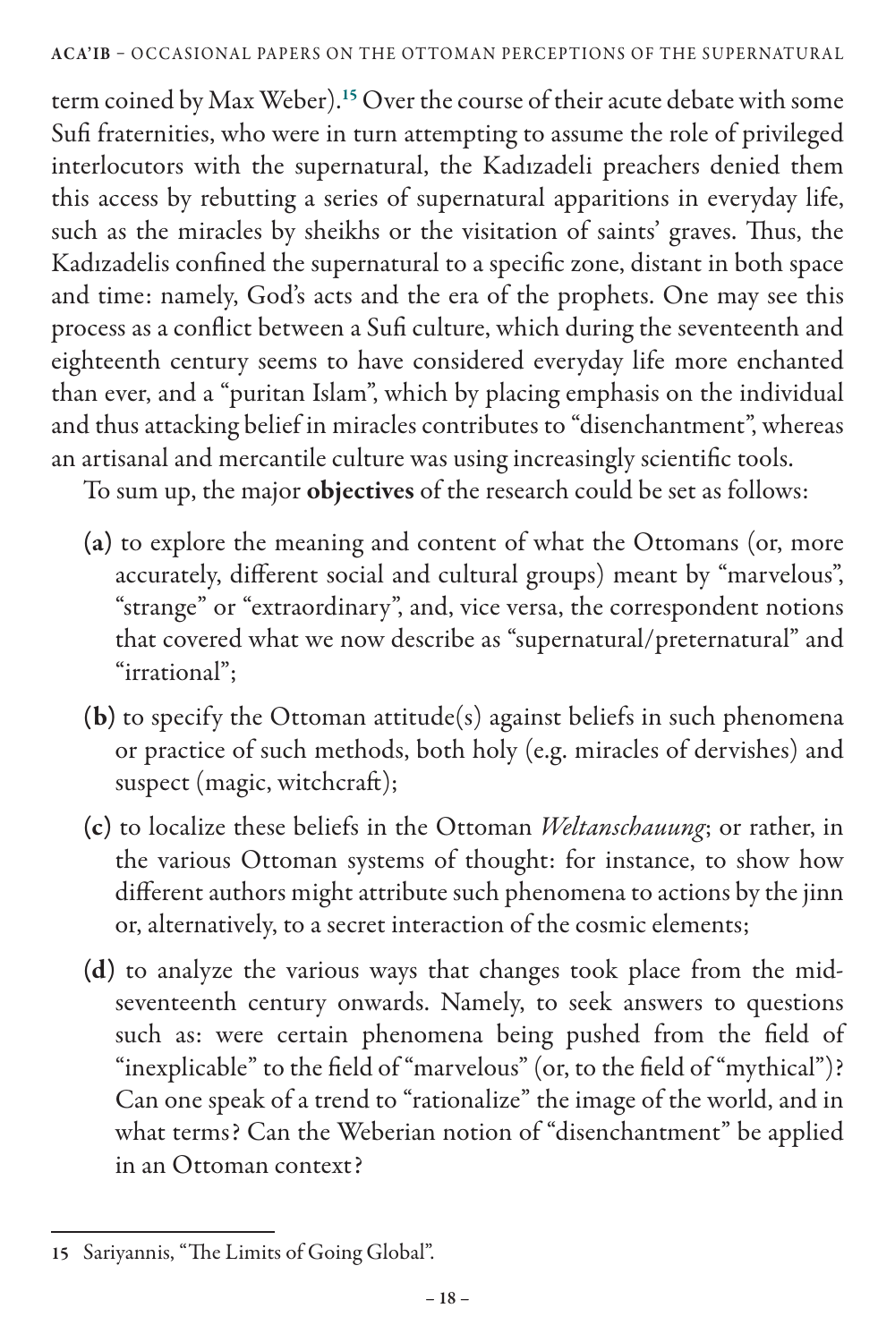term coined by Max Weber).[15] Over the course of their acute debate with some Sufi fraternities, who were in turn attempting to assume the role of privileged interlocutors with the supernatural, the Kadızadeli preachers denied them this access by rebutting a series of supernatural apparitions in everyday life, such as the miracles by sheikhs or the visitation of saints' graves. Thus, the Kadızadelis confined the supernatural to a specific zone, distant in both space and time: namely, God's acts and the era of the prophets. One may see this process as a conflict between a Sufi culture, which during the seventeenth and eighteenth century seems to have considered everyday life more enchanted than ever, and a "puritan Islam", which by placing emphasis on the individual and thus attacking belief in miracles contributes to "disenchantment", whereas an artisanal and mercantile culture was using increasingly scientific tools.

To sum up, the major **objectives** of the research could be set as follows:

- **(a)** to explore the meaning and content of what the Ottomans (or, more accurately, different social and cultural groups) meant by "marvelous", "strange" or "extraordinary", and, vice versa, the correspondent notions that covered what we now describe as "supernatural/preternatural" and "irrational";
- **(b)** to specify the Ottoman attitude(s) against beliefs in such phenomena or practice of such methods, both holy (e.g. miracles of dervishes) and suspect (magic, witchcraft);
- **(c)** to localize these beliefs in the Ottoman *Weltanschauung*; or rather, in the various Ottoman systems of thought: for instance, to show how different authors might attribute such phenomena to actions by the jinn or, alternatively, to a secret interaction of the cosmic elements;
- **(d)** to analyze the various ways that changes took place from the mid-seventeenth century onwards. Namely, to seek answers to questions such as: were certain phenomena being pushed from the field of "inexplicable" to the field of "marvelous" (or, to the field of "mythical")? Can one speak of a trend to "rationalize" the image of the world, and in what terms? Can the Weberian notion of "disenchantment" be applied in an Ottoman context?

---

15 Sariyannis, "The Limits of Going Global".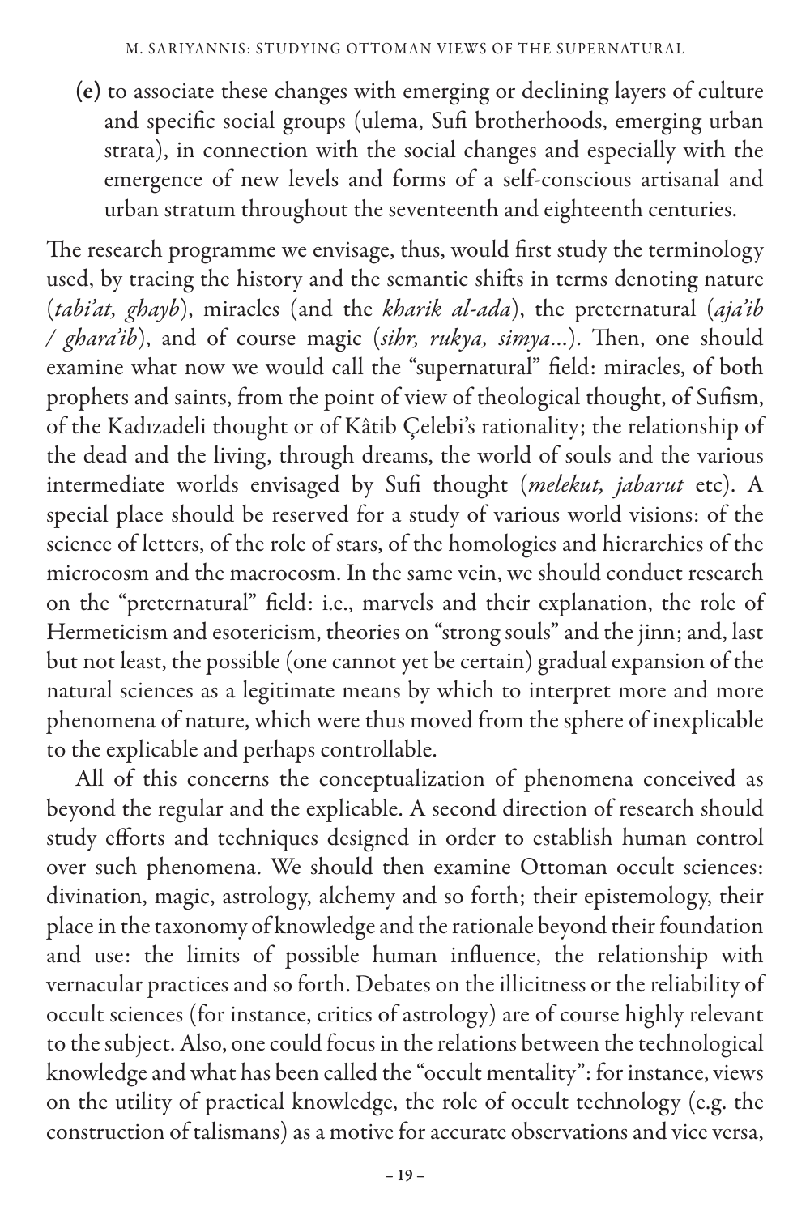(e) to associate these changes with emerging or declining layers of culture and specific social groups (ulema, Sufi brotherhoods, emerging urban strata), in connection with the social changes and especially with the emergence of new levels and forms of a self-conscious artisanal and urban stratum throughout the seventeenth and eighteenth centuries.

The research programme we envisage, thus, would first study the terminology used, by tracing the history and the semantic shifts in terms denoting nature (*tabi'at, ghayb*), miracles (and the *kharik al-ada*), the preternatural (*aja'ib / ghara'ib*), and of course magic (*sihr, rukya, simya*...). Then, one should examine what now we would call the "supernatural" field: miracles, of both prophets and saints, from the point of view of theological thought, of Sufism, of the Kadızadeli thought or of Kâtib Çelebi's rationality; the relationship of the dead and the living, through dreams, the world of souls and the various intermediate worlds envisaged by Sufi thought (*melekut, jabarut* etc). A special place should be reserved for a study of various world visions: of the science of letters, of the role of stars, of the homologies and hierarchies of the microcosm and the macrocosm. In the same vein, we should conduct research on the "preternatural" field: i.e., marvels and their explanation, the role of Hermeticism and esotericism, theories on "strong souls" and the jinn; and, last but not least, the possible (one cannot yet be certain) gradual expansion of the natural sciences as a legitimate means by which to interpret more and more phenomena of nature, which were thus moved from the sphere of inexplicable to the explicable and perhaps controllable.

All of this concerns the conceptualization of phenomena conceived as beyond the regular and the explicable. A second direction of research should study efforts and techniques designed in order to establish human control over such phenomena. We should then examine Ottoman occult sciences: divination, magic, astrology, alchemy and so forth; their epistemology, their place in the taxonomy of knowledge and the rationale beyond their foundation and use: the limits of possible human influence, the relationship with vernacular practices and so forth. Debates on the illicitness or the reliability of occult sciences (for instance, critics of astrology) are of course highly relevant to the subject. Also, one could focus in the relations between the technological knowledge and what has been called the "occult mentality": for instance, views on the utility of practical knowledge, the role of occult technology (e.g. the construction of talismans) as a motive for accurate observations and vice versa,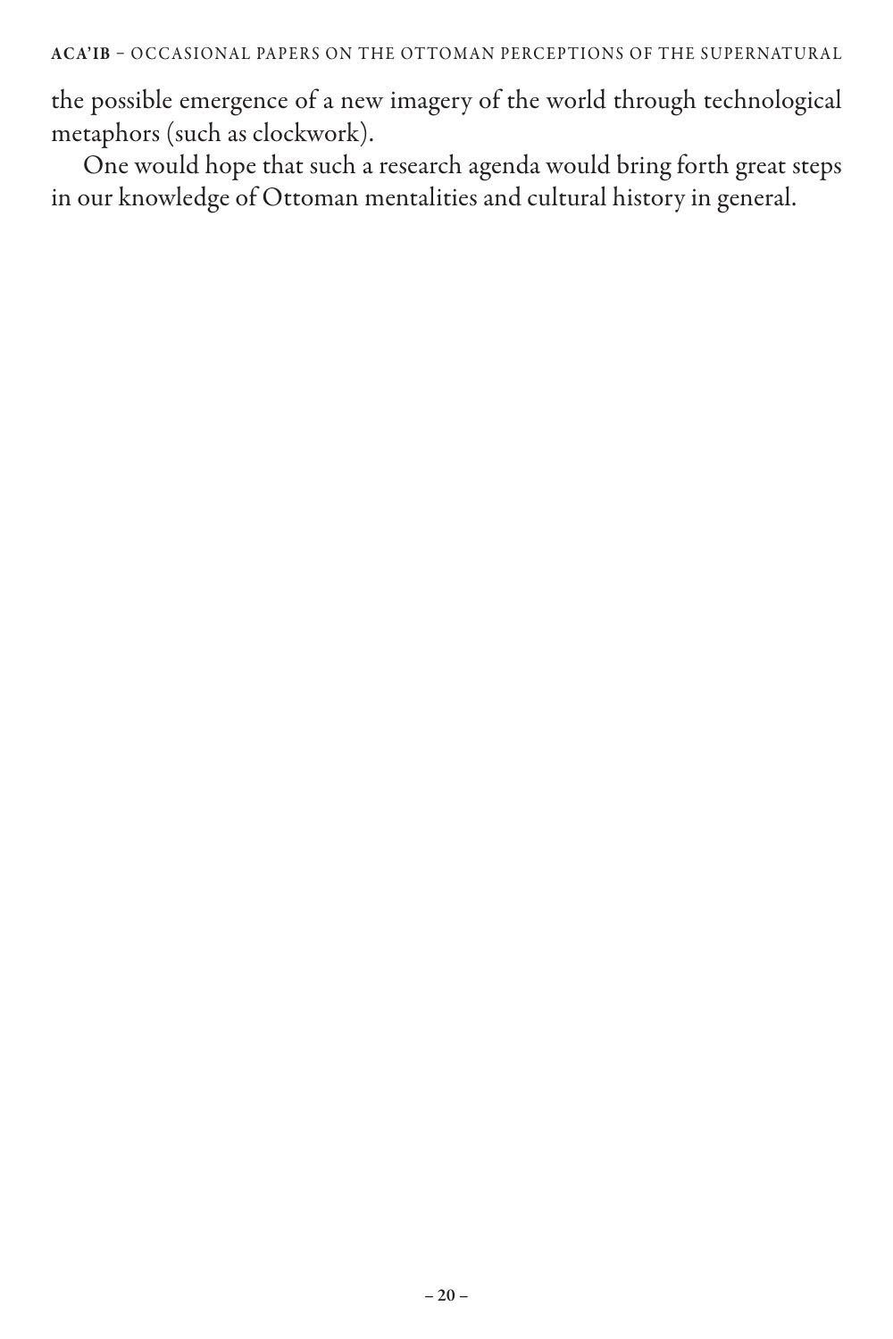the possible emergence of a new imagery of the world through technological metaphors (such as clockwork).

One would hope that such a research agenda would bring forth great steps in our knowledge of Ottoman mentalities and cultural history in general.